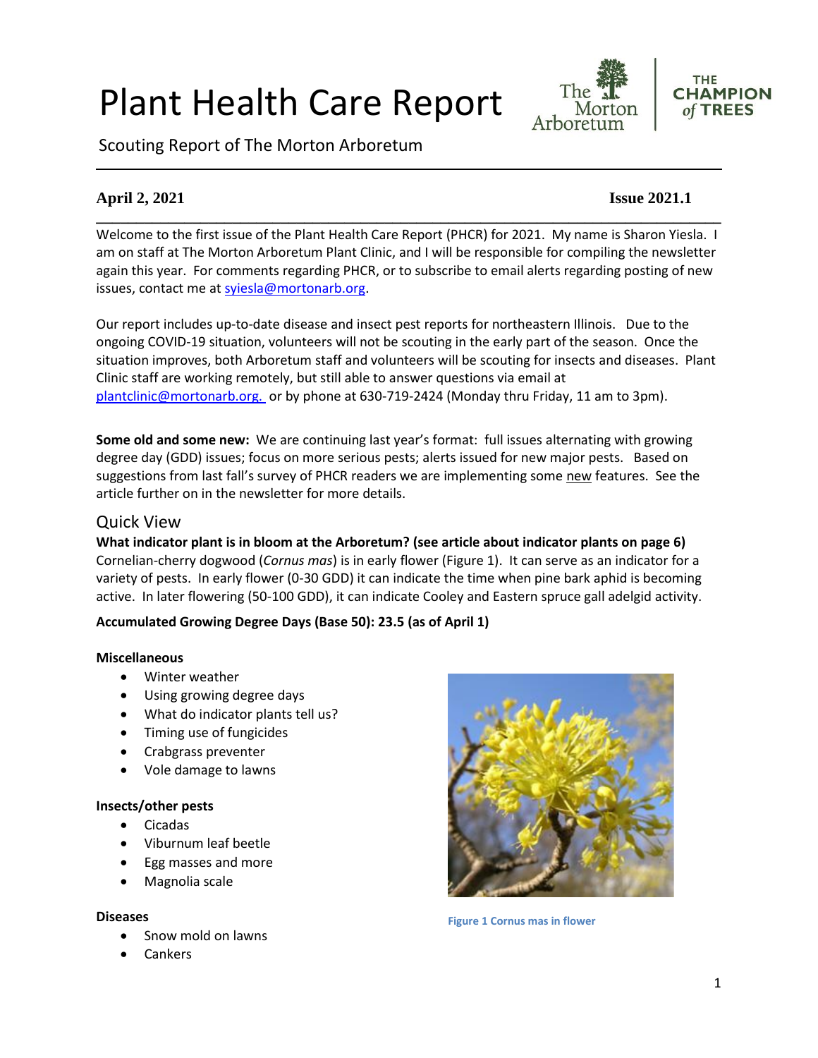# Plant Health Care Report

Scouting Report of The Morton Arboretum

**April 2, 2021** **Issue 2021.1**

Welcome to the first issue of the Plant Health Care Report (PHCR) for 2021. My name is Sharon Yiesla. I am on staff at The Morton Arboretum Plant Clinic, and I will be responsible for compiling the newsletter again this year. For comments regarding PHCR, or to subscribe to email alerts regarding posting of new issues, contact me at syiesla@mortonarb.org.

Our report includes up-to-date disease and insect pest reports for northeastern Illinois. Due to the ongoing COVID-19 situation, volunteers will not be scouting in the early part of the season. Once the situation improves, both Arboretum staff and volunteers will be scouting for insects and diseases. Plant Clinic staff are working remotely, but still able to answer questions via email at plantclinic@mortonarb.org. or by phone at 630-719-2424 (Monday thru Friday, 11 am to 3pm).

**Some old and some new:** We are continuing last year's format: full issues alternating with growing degree day (GDD) issues; focus on more serious pests; alerts issued for new major pests. Based on suggestions from last fall's survey of PHCR readers we are implementing some new features. See the article further on in the newsletter for more details.

## Quick View

**What indicator plant is in bloom at the Arboretum? (see article about indicator plants on page 6)**
Cornelian-cherry dogwood (*Cornus mas*) is in early flower (Figure 1). It can serve as an indicator for a variety of pests. In early flower (0-30 GDD) it can indicate the time when pine bark aphid is becoming active. In later flowering (50-100 GDD), it can indicate Cooley and Eastern spruce gall adelgid activity.

**Accumulated Growing Degree Days (Base 50): 23.5 (as of April 1)**

**Miscellaneous**

- Winter weather
- Using growing degree days
- What do indicator plants tell us?
- Timing use of fungicides
- Crabgrass preventer
- Vole damage to lawns

**Insects/other pests**

- Cicadas
- Viburnum leaf beetle
- Egg masses and more
- Magnolia scale

**Diseases**

- Snow mold on lawns
- Cankers

Figure 1 Cornus mas in flower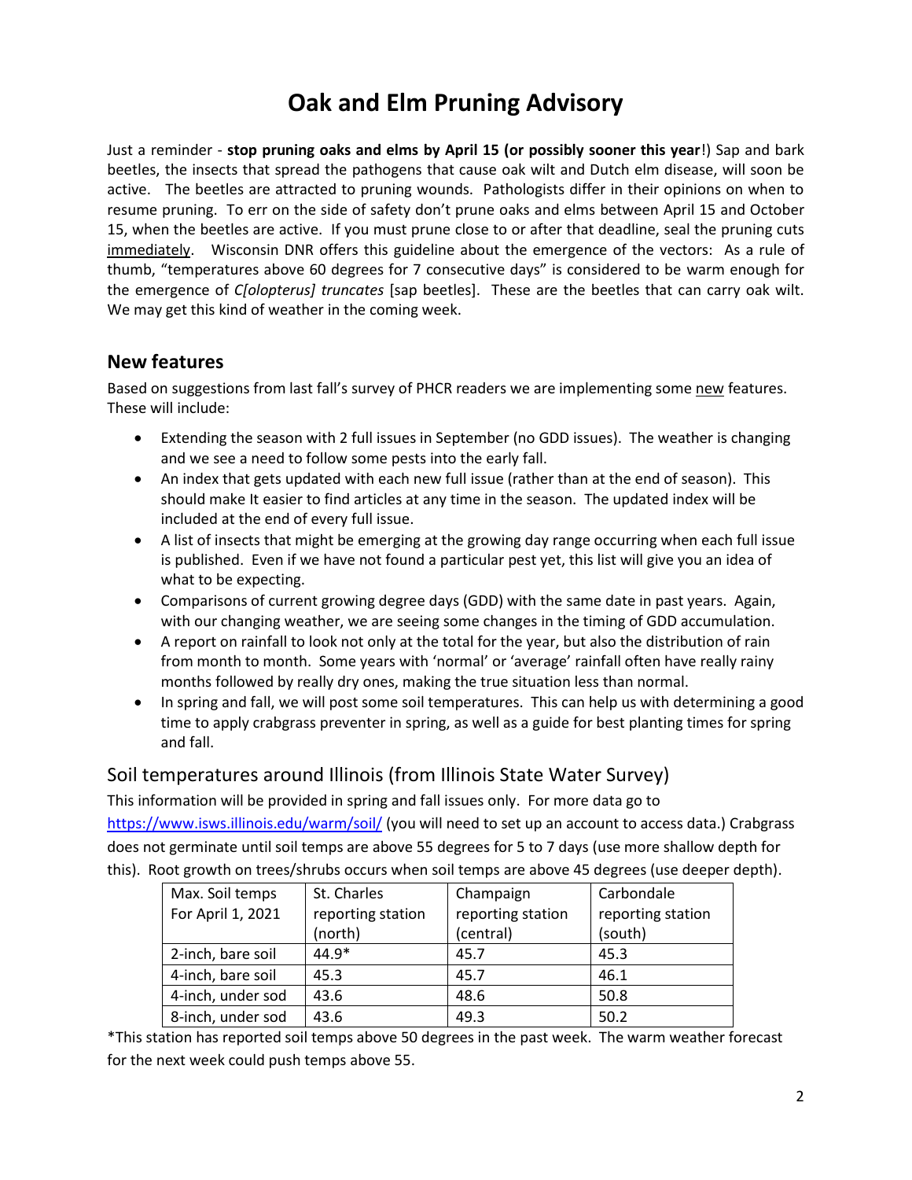# Oak and Elm Pruning Advisory

Just a reminder - **stop pruning oaks and elms by April 15 (or possibly sooner this year**!) Sap and bark beetles, the insects that spread the pathogens that cause oak wilt and Dutch elm disease, will soon be active. The beetles are attracted to pruning wounds. Pathologists differ in their opinions on when to resume pruning. To err on the side of safety don't prune oaks and elms between April 15 and October 15, when the beetles are active. If you must prune close to or after that deadline, seal the pruning cuts immediately. Wisconsin DNR offers this guideline about the emergence of the vectors: As a rule of thumb, "temperatures above 60 degrees for 7 consecutive days" is considered to be warm enough for the emergence of *C[olopterus] truncates* [sap beetles]. These are the beetles that can carry oak wilt. We may get this kind of weather in the coming week.

## New features

Based on suggestions from last fall's survey of PHCR readers we are implementing some new features. These will include:

- Extending the season with 2 full issues in September (no GDD issues). The weather is changing and we see a need to follow some pests into the early fall.
- An index that gets updated with each new full issue (rather than at the end of season). This should make It easier to find articles at any time in the season. The updated index will be included at the end of every full issue.
- A list of insects that might be emerging at the growing day range occurring when each full issue is published. Even if we have not found a particular pest yet, this list will give you an idea of what to be expecting.
- Comparisons of current growing degree days (GDD) with the same date in past years. Again, with our changing weather, we are seeing some changes in the timing of GDD accumulation.
- A report on rainfall to look not only at the total for the year, but also the distribution of rain from month to month. Some years with 'normal' or 'average' rainfall often have really rainy months followed by really dry ones, making the true situation less than normal.
- In spring and fall, we will post some soil temperatures. This can help us with determining a good time to apply crabgrass preventer in spring, as well as a guide for best planting times for spring and fall.

### Soil temperatures around Illinois (from Illinois State Water Survey)

This information will be provided in spring and fall issues only. For more data go to https://www.isws.illinois.edu/warm/soil/ (you will need to set up an account to access data.) Crabgrass does not germinate until soil temps are above 55 degrees for 5 to 7 days (use more shallow depth for this). Root growth on trees/shrubs occurs when soil temps are above 45 degrees (use deeper depth).

| Max. Soil temps For April 1, 2021 | St. Charles reporting station (north) | Champaign reporting station (central) | Carbondale reporting station (south) |
|---|---|---|---|
| 2-inch, bare soil | 44.9* | 45.7 | 45.3 |
| 4-inch, bare soil | 45.3 | 45.7 | 46.1 |
| 4-inch, under sod | 43.6 | 48.6 | 50.8 |
| 8-inch, under sod | 43.6 | 49.3 | 50.2 |

*This station has reported soil temps above 50 degrees in the past week. The warm weather forecast for the next week could push temps above 55.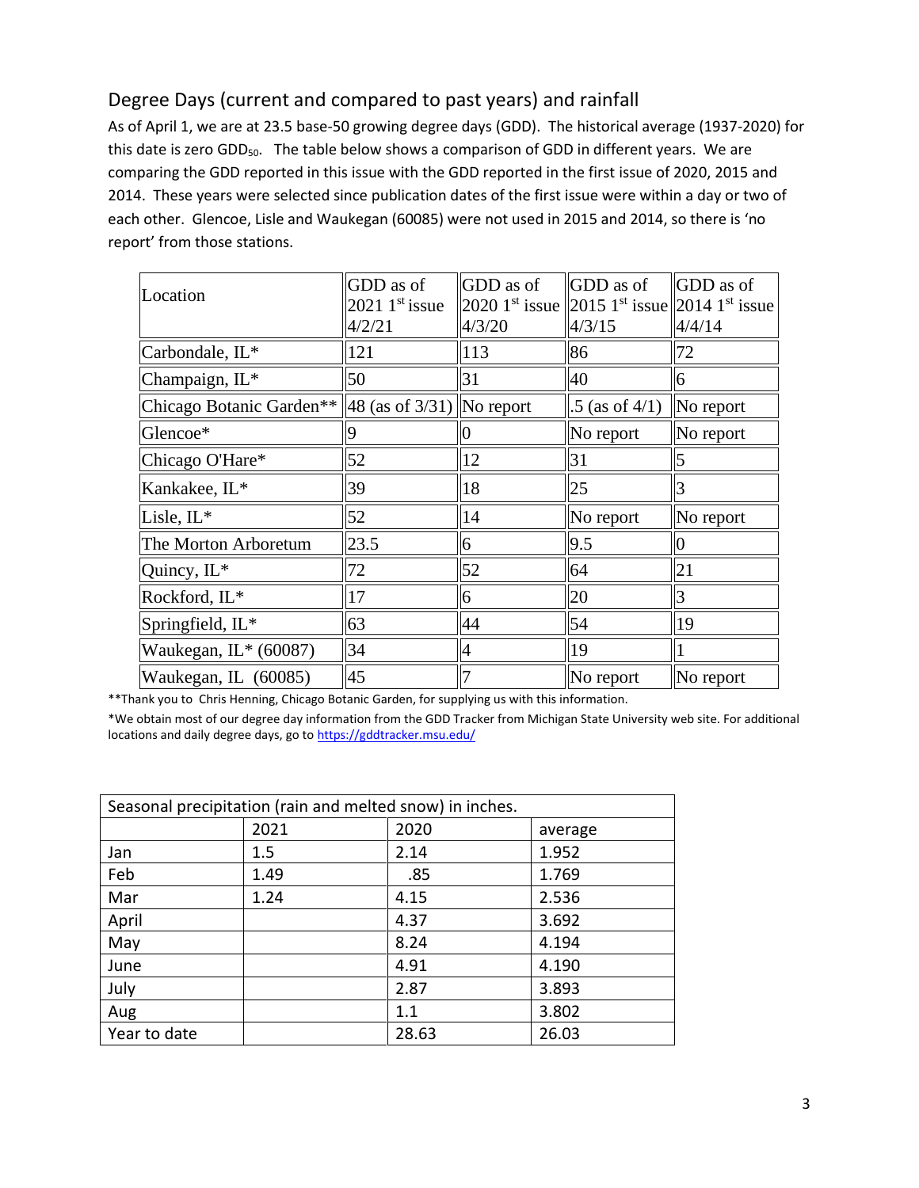## Degree Days (current and compared to past years) and rainfall

As of April 1, we are at 23.5 base-50 growing degree days (GDD). The historical average (1937-2020) for this date is zero $GDD_{50}$. The table below shows a comparison of GDD in different years. We are comparing the GDD reported in this issue with the GDD reported in the first issue of 2020, 2015 and 2014. These years were selected since publication dates of the first issue were within a day or two of each other. Glencoe, Lisle and Waukegan (60085) were not used in 2015 and 2014, so there is 'no report' from those stations.

| Location | GDD as of 2021 1st issue 4/2/21 | GDD as of 2020 1st issue 4/3/20 | GDD as of 2015 1st issue 4/3/15 | GDD as of 2014 1st issue 4/4/14 |
|---|---|---|---|---|
| Carbondale, IL* | 121 | 113 | 86 | 72 |
| Champaign, IL* | 50 | 31 | 40 | 6 |
| Chicago Botanic Garden** | 48 (as of 3/31) | No report | .5 (as of 4/1) | No report |
| Glencoe* | 9 | 0 | No report | No report |
| Chicago O'Hare* | 52 | 12 | 31 | 5 |
| Kankakee, IL* | 39 | 18 | 25 | 3 |
| Lisle, IL* | 52 | 14 | No report | No report |
| The Morton Arboretum | 23.5 | 6 | 9.5 | 0 |
| Quincy, IL* | 72 | 52 | 64 | 21 |
| Rockford, IL* | 17 | 6 | 20 | 3 |
| Springfield, IL* | 63 | 44 | 54 | 19 |
| Waukegan, IL* (60087) | 34 | 4 | 19 | 1 |
| Waukegan, IL (60085) | 45 | 7 | No report | No report |

**Thank you to Chris Henning, Chicago Botanic Garden, for supplying us with this information.

*We obtain most of our degree day information from the GDD Tracker from Michigan State University web site. For additional locations and daily degree days, go to https://gddtracker.msu.edu/

| Seasonal precipitation (rain and melted snow) in inches. | | | |
|---|---|---|---|
| | 2021 | 2020 | average |
| Jan | 1.5 | 2.14 | 1.952 |
| Feb | 1.49 | .85 | 1.769 |
| Mar | 1.24 | 4.15 | 2.536 |
| April | | 4.37 | 3.692 |
| May | | 8.24 | 4.194 |
| June | | 4.91 | 4.190 |
| July | | 2.87 | 3.893 |
| Aug | | 1.1 | 3.802 |
| Year to date | | 28.63 | 26.03 |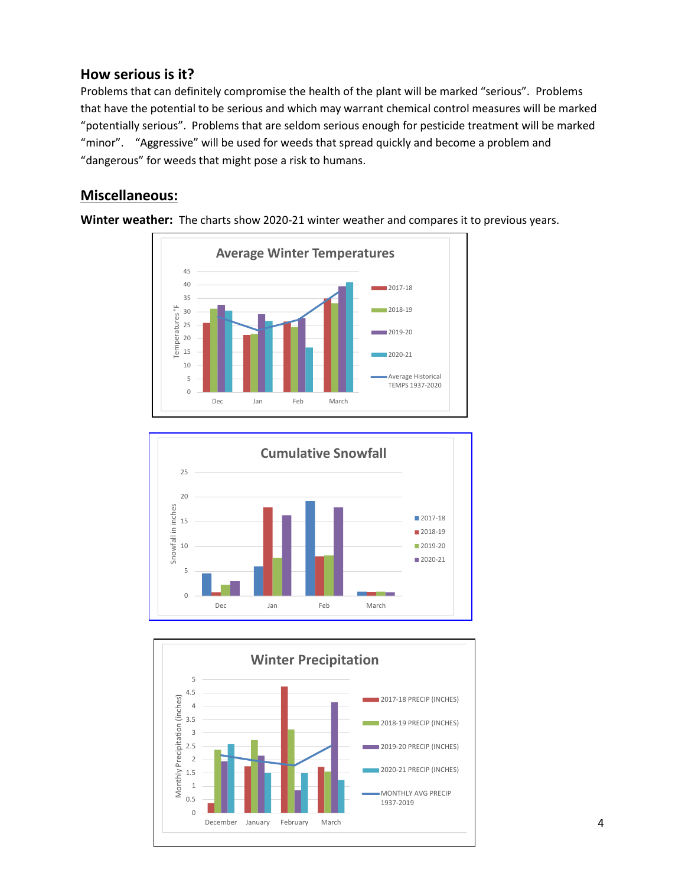## How serious is it?

Problems that can definitely compromise the health of the plant will be marked "serious". Problems that have the potential to be serious and which may warrant chemical control measures will be marked "potentially serious". Problems that are seldom serious enough for pesticide treatment will be marked "minor". "Aggressive" will be used for weeds that spread quickly and become a problem and "dangerous" for weeds that might pose a risk to humans.

## Miscellaneous:

**Winter weather:** The charts show 2020-21 winter weather and compares it to previous years.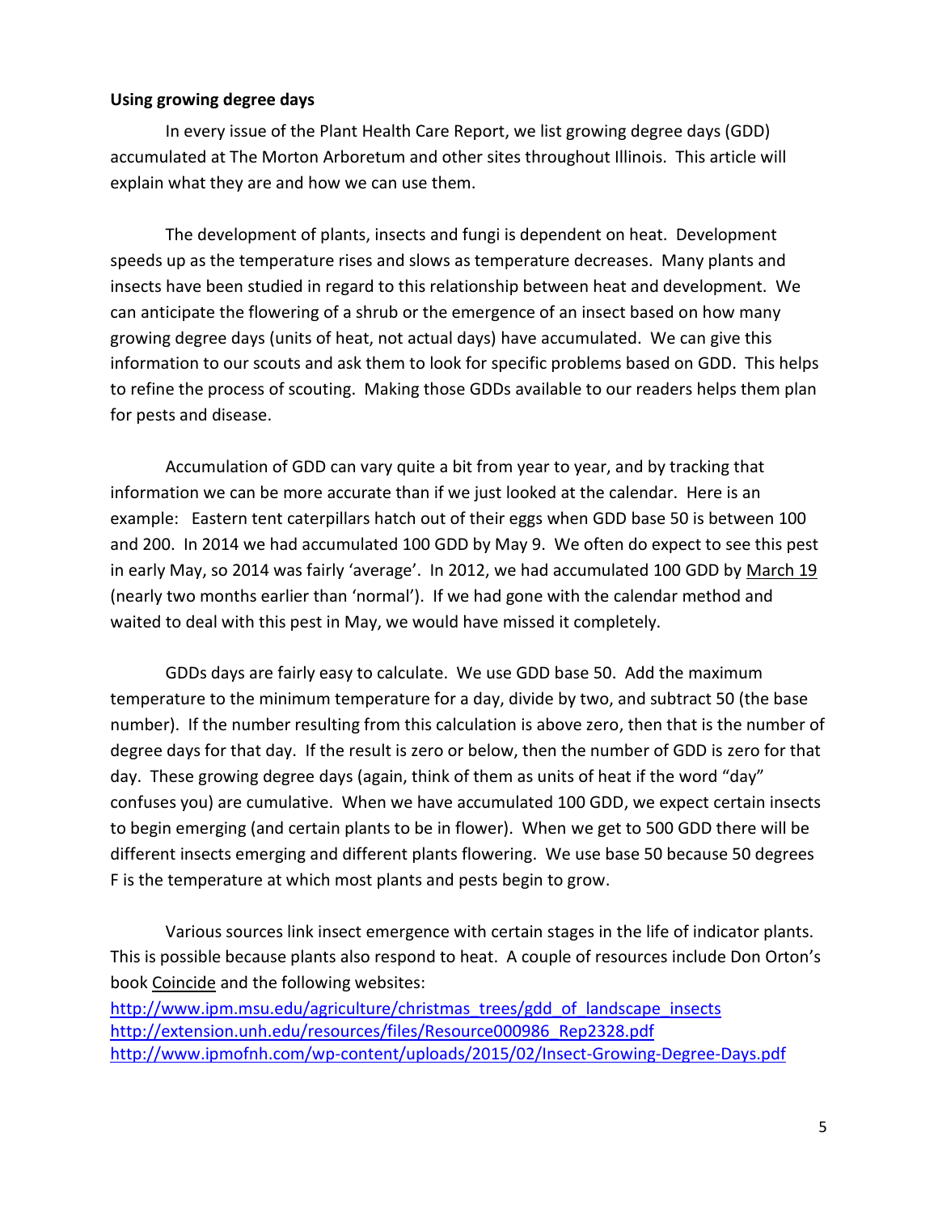**Using growing degree days**

In every issue of the Plant Health Care Report, we list growing degree days (GDD) accumulated at The Morton Arboretum and other sites throughout Illinois. This article will explain what they are and how we can use them.

The development of plants, insects and fungi is dependent on heat. Development speeds up as the temperature rises and slows as temperature decreases. Many plants and insects have been studied in regard to this relationship between heat and development. We can anticipate the flowering of a shrub or the emergence of an insect based on how many growing degree days (units of heat, not actual days) have accumulated. We can give this information to our scouts and ask them to look for specific problems based on GDD. This helps to refine the process of scouting. Making those GDDs available to our readers helps them plan for pests and disease.

Accumulation of GDD can vary quite a bit from year to year, and by tracking that information we can be more accurate than if we just looked at the calendar. Here is an example: Eastern tent caterpillars hatch out of their eggs when GDD base 50 is between 100 and 200. In 2014 we had accumulated 100 GDD by May 9. We often do expect to see this pest in early May, so 2014 was fairly 'average'. In 2012, we had accumulated 100 GDD by <u>March 19</u> (nearly two months earlier than 'normal'). If we had gone with the calendar method and waited to deal with this pest in May, we would have missed it completely.

GDDs days are fairly easy to calculate. We use GDD base 50. Add the maximum temperature to the minimum temperature for a day, divide by two, and subtract 50 (the base number). If the number resulting from this calculation is above zero, then that is the number of degree days for that day. If the result is zero or below, then the number of GDD is zero for that day. These growing degree days (again, think of them as units of heat if the word "day" confuses you) are cumulative. When we have accumulated 100 GDD, we expect certain insects to begin emerging (and certain plants to be in flower). When we get to 500 GDD there will be different insects emerging and different plants flowering. We use base 50 because 50 degrees F is the temperature at which most plants and pests begin to grow.

Various sources link insect emergence with certain stages in the life of indicator plants. This is possible because plants also respond to heat. A couple of resources include Don Orton's book <u>Coincide</u> and the following websites:

http://www.ipm.msu.edu/agriculture/christmas_trees/gdd_of_landscape_insects
http://extension.unh.edu/resources/files/Resource000986_Rep2328.pdf
http://www.ipmofnh.com/wp-content/uploads/2015/02/Insect-Growing-Degree-Days.pdf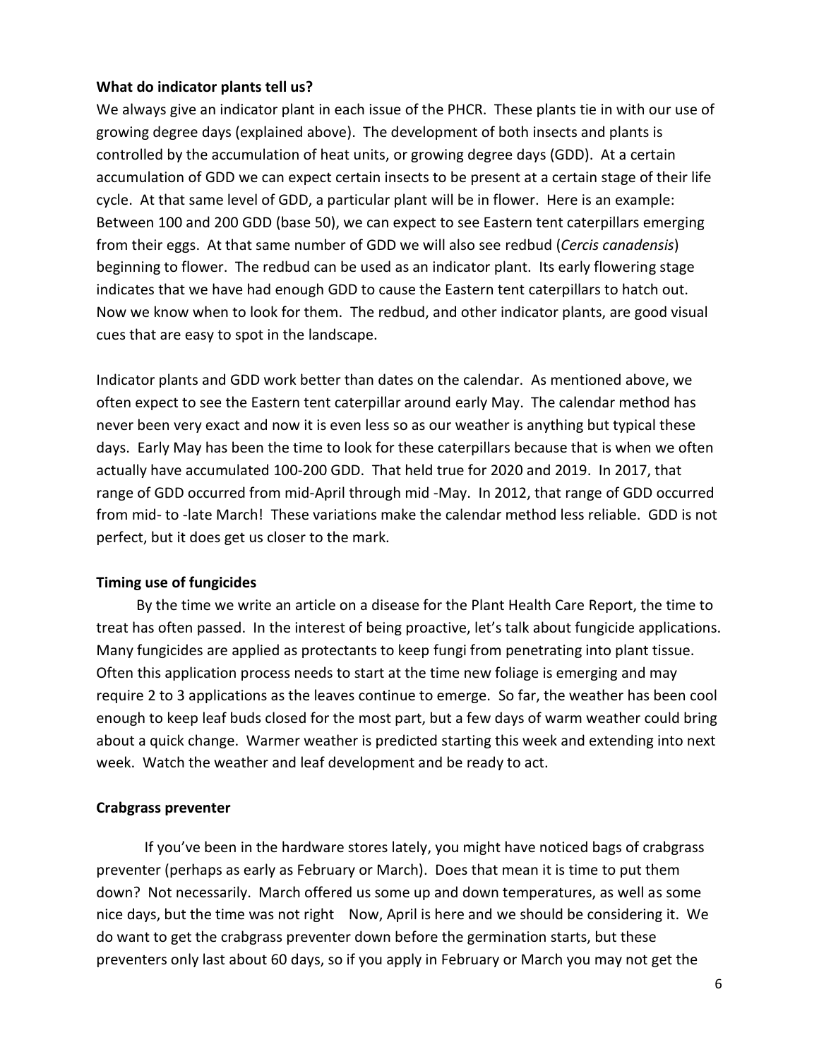**What do indicator plants tell us?**

We always give an indicator plant in each issue of the PHCR. These plants tie in with our use of growing degree days (explained above). The development of both insects and plants is controlled by the accumulation of heat units, or growing degree days (GDD). At a certain accumulation of GDD we can expect certain insects to be present at a certain stage of their life cycle. At that same level of GDD, a particular plant will be in flower. Here is an example: Between 100 and 200 GDD (base 50), we can expect to see Eastern tent caterpillars emerging from their eggs. At that same number of GDD we will also see redbud (*Cercis canadensis*) beginning to flower. The redbud can be used as an indicator plant. Its early flowering stage indicates that we have had enough GDD to cause the Eastern tent caterpillars to hatch out. Now we know when to look for them. The redbud, and other indicator plants, are good visual cues that are easy to spot in the landscape.

Indicator plants and GDD work better than dates on the calendar. As mentioned above, we often expect to see the Eastern tent caterpillar around early May. The calendar method has never been very exact and now it is even less so as our weather is anything but typical these days. Early May has been the time to look for these caterpillars because that is when we often actually have accumulated 100-200 GDD. That held true for 2020 and 2019. In 2017, that range of GDD occurred from mid-April through mid -May. In 2012, that range of GDD occurred from mid- to -late March! These variations make the calendar method less reliable. GDD is not perfect, but it does get us closer to the mark.

**Timing use of fungicides**

By the time we write an article on a disease for the Plant Health Care Report, the time to treat has often passed. In the interest of being proactive, let's talk about fungicide applications. Many fungicides are applied as protectants to keep fungi from penetrating into plant tissue. Often this application process needs to start at the time new foliage is emerging and may require 2 to 3 applications as the leaves continue to emerge. So far, the weather has been cool enough to keep leaf buds closed for the most part, but a few days of warm weather could bring about a quick change. Warmer weather is predicted starting this week and extending into next week. Watch the weather and leaf development and be ready to act.

**Crabgrass preventer**

If you've been in the hardware stores lately, you might have noticed bags of crabgrass preventer (perhaps as early as February or March). Does that mean it is time to put them down? Not necessarily. March offered us some up and down temperatures, as well as some nice days, but the time was not right Now, April is here and we should be considering it. We do want to get the crabgrass preventer down before the germination starts, but these preventers only last about 60 days, so if you apply in February or March you may not get the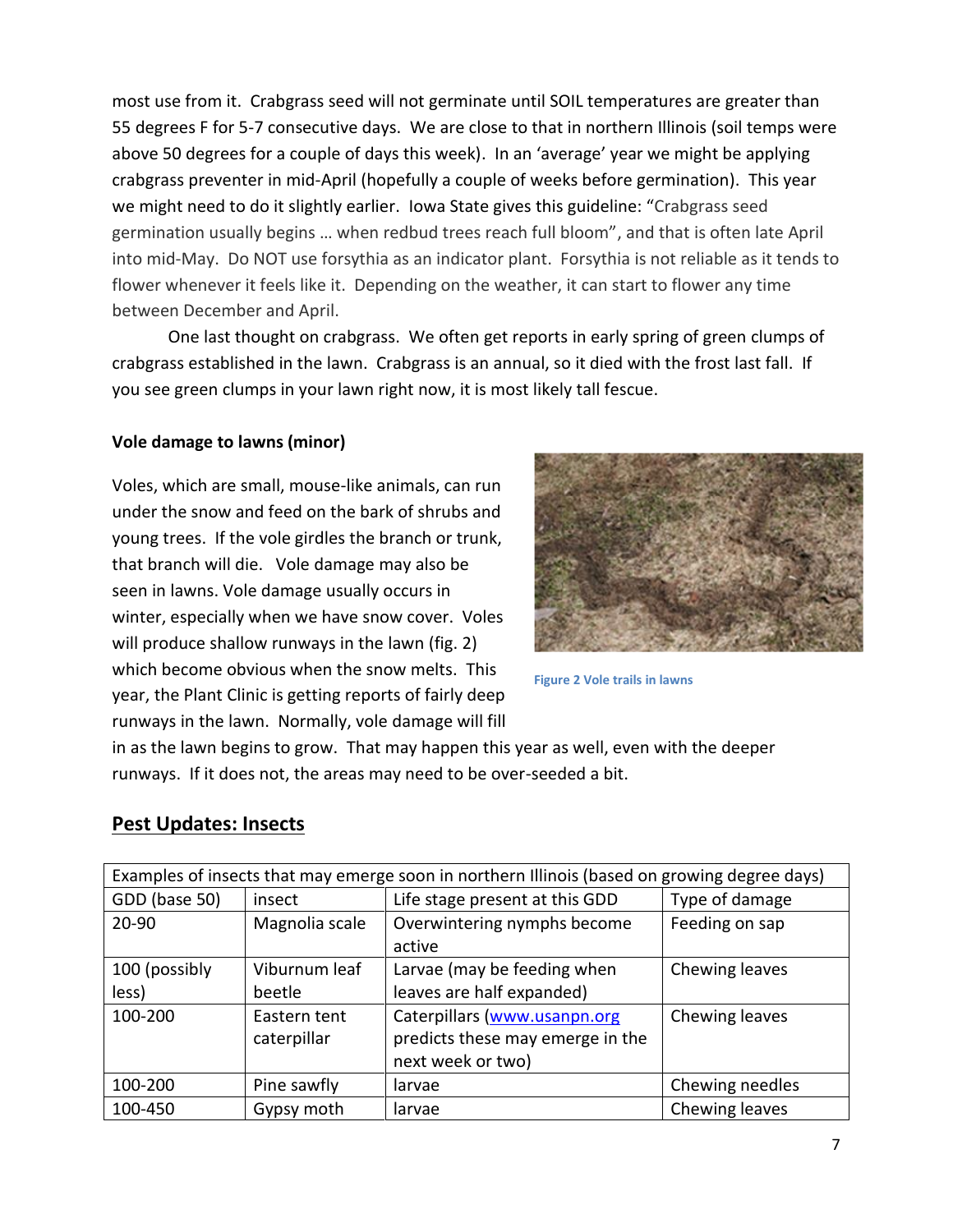most use from it. Crabgrass seed will not germinate until SOIL temperatures are greater than 55 degrees F for 5-7 consecutive days. We are close to that in northern Illinois (soil temps were above 50 degrees for a couple of days this week). In an 'average' year we might be applying crabgrass preventer in mid-April (hopefully a couple of weeks before germination). This year we might need to do it slightly earlier. Iowa State gives this guideline: "Crabgrass seed germination usually begins … when redbud trees reach full bloom", and that is often late April into mid-May. Do NOT use forsythia as an indicator plant. Forsythia is not reliable as it tends to flower whenever it feels like it. Depending on the weather, it can start to flower any time between December and April.

One last thought on crabgrass. We often get reports in early spring of green clumps of crabgrass established in the lawn. Crabgrass is an annual, so it died with the frost last fall. If you see green clumps in your lawn right now, it is most likely tall fescue.

**Vole damage to lawns (minor)**

Voles, which are small, mouse-like animals, can run under the snow and feed on the bark of shrubs and young trees. If the vole girdles the branch or trunk, that branch will die. Vole damage may also be seen in lawns. Vole damage usually occurs in winter, especially when we have snow cover. Voles will produce shallow runways in the lawn (fig. 2) which become obvious when the snow melts. This year, the Plant Clinic is getting reports of fairly deep runways in the lawn. Normally, vole damage will fill in as the lawn begins to grow. That may happen this year as well, even with the deeper runways. If it does not, the areas may need to be over-seeded a bit.

Figure 2 Vole trails in lawns

## Pest Updates: Insects

| Examples of insects that may emerge soon in northern Illinois (based on growing degree days) | | | |
|---|---|---|---|
| GDD (base 50) | insect | Life stage present at this GDD | Type of damage |
| 20-90 | Magnolia scale | Overwintering nymphs become active | Feeding on sap |
| 100 (possibly less) | Viburnum leaf beetle | Larvae (may be feeding when leaves are half expanded) | Chewing leaves |
| 100-200 | Eastern tent caterpillar | Caterpillars (www.usanpn.org predicts these may emerge in the next week or two) | Chewing leaves |
| 100-200 | Pine sawfly | larvae | Chewing needles |
| 100-450 | Gypsy moth | larvae | Chewing leaves |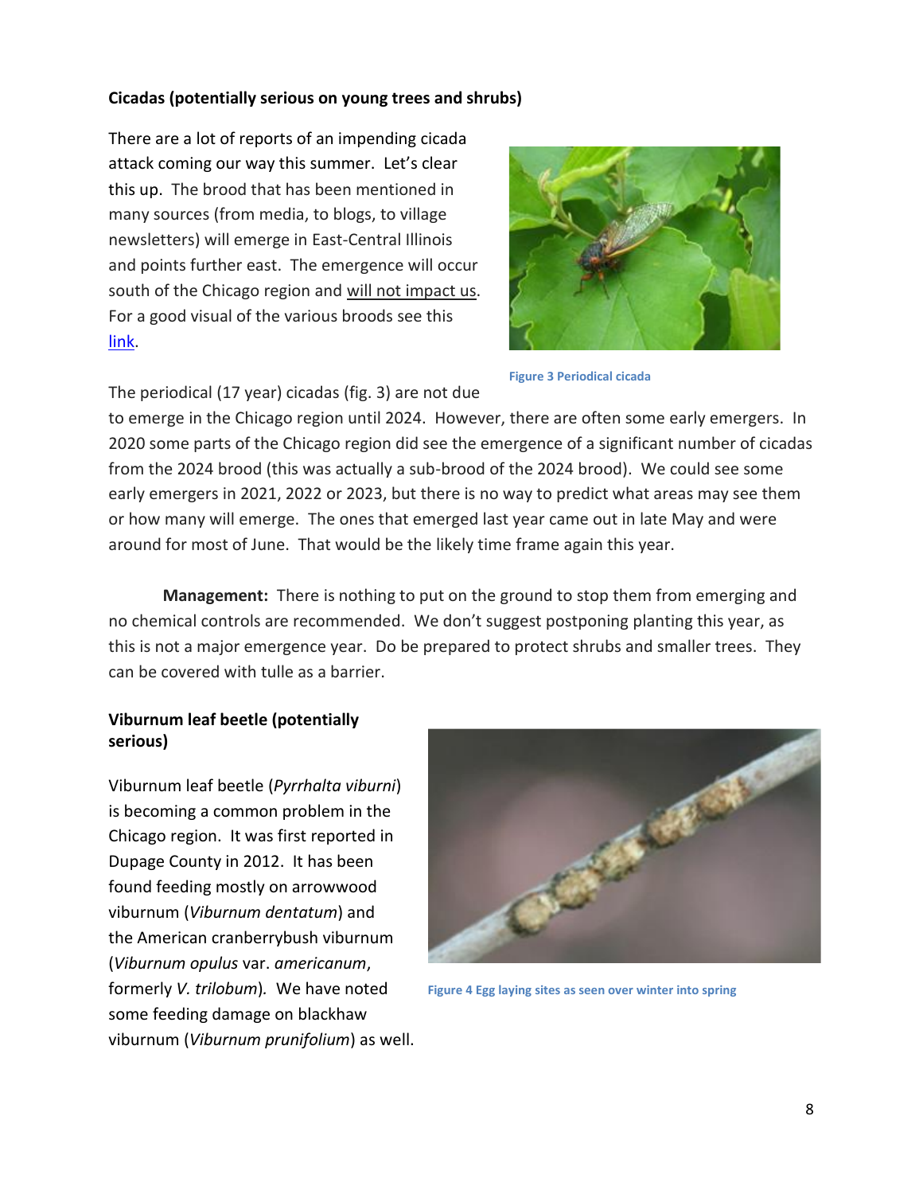**Cicadas (potentially serious on young trees and shrubs)**

There are a lot of reports of an impending cicada attack coming our way this summer. Let's clear this up. The brood that has been mentioned in many sources (from media, to blogs, to village newsletters) will emerge in East-Central Illinois and points further east. The emergence will occur south of the Chicago region and will not impact us. For a good visual of the various broods see this link.

Figure 3 Periodical cicada

The periodical (17 year) cicadas (fig. 3) are not due to emerge in the Chicago region until 2024. However, there are often some early emergers. In 2020 some parts of the Chicago region did see the emergence of a significant number of cicadas from the 2024 brood (this was actually a sub-brood of the 2024 brood). We could see some early emergers in 2021, 2022 or 2023, but there is no way to predict what areas may see them or how many will emerge. The ones that emerged last year came out in late May and were around for most of June. That would be the likely time frame again this year.

**Management:** There is nothing to put on the ground to stop them from emerging and no chemical controls are recommended. We don't suggest postponing planting this year, as this is not a major emergence year. Do be prepared to protect shrubs and smaller trees. They can be covered with tulle as a barrier.

**Viburnum leaf beetle (potentially serious)**

Viburnum leaf beetle (*Pyrrhalta viburni*) is becoming a common problem in the Chicago region. It was first reported in Dupage County in 2012. It has been found feeding mostly on arrowwood viburnum (*Viburnum dentatum*) and the American cranberrybush viburnum (*Viburnum opulus* var. *americanum*, formerly *V. trilobum*). We have noted some feeding damage on blackhaw viburnum (*Viburnum prunifolium*) as well.

Figure 4 Egg laying sites as seen over winter into spring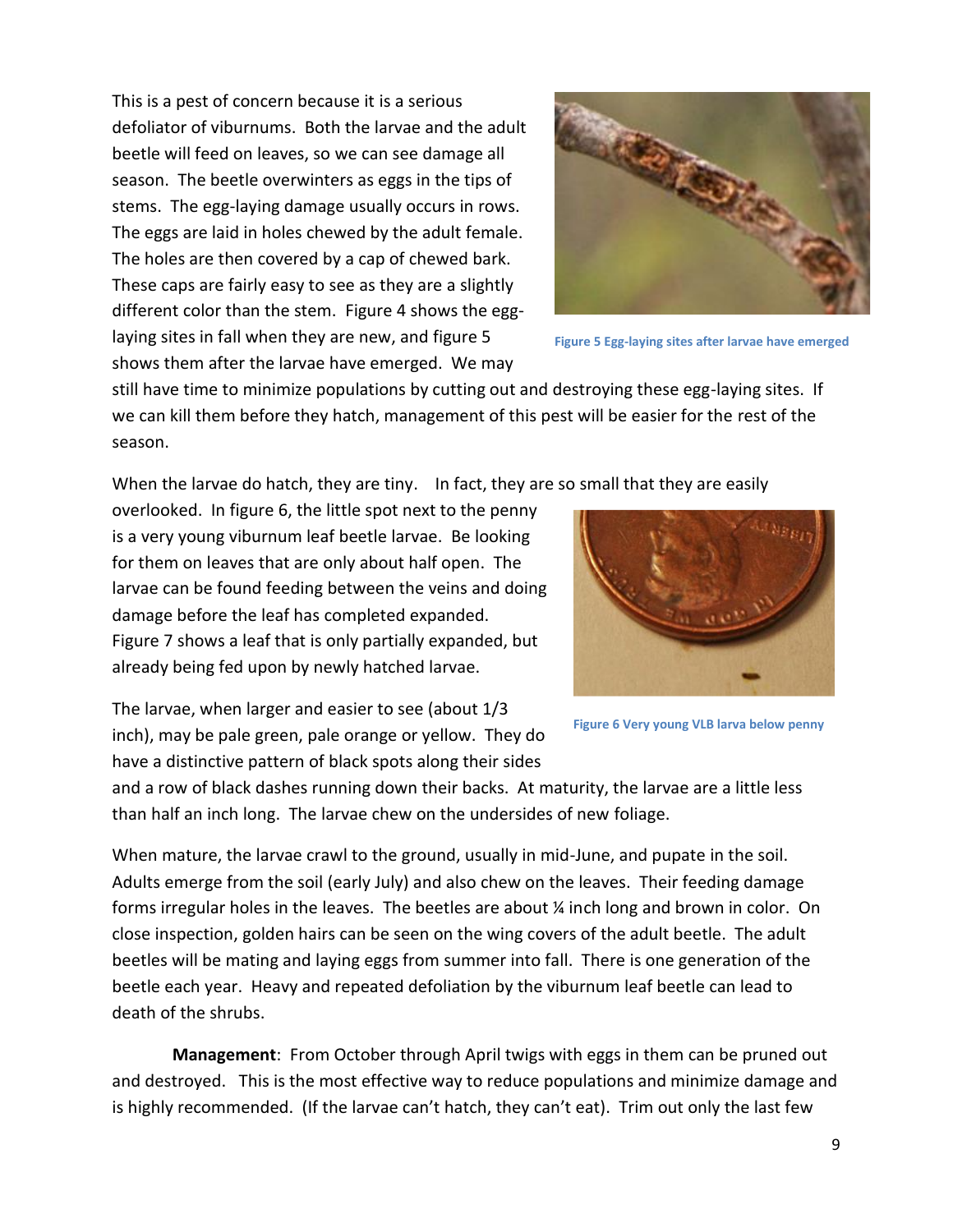This is a pest of concern because it is a serious defoliator of viburnums. Both the larvae and the adult beetle will feed on leaves, so we can see damage all season. The beetle overwinters as eggs in the tips of stems. The egg-laying damage usually occurs in rows. The eggs are laid in holes chewed by the adult female. The holes are then covered by a cap of chewed bark. These caps are fairly easy to see as they are a slightly different color than the stem. Figure 4 shows the egg-laying sites in fall when they are new, and figure 5 shows them after the larvae have emerged. We may still have time to minimize populations by cutting out and destroying these egg-laying sites. If we can kill them before they hatch, management of this pest will be easier for the rest of the season.

Figure 5 Egg-laying sites after larvae have emerged

When the larvae do hatch, they are tiny. In fact, they are so small that they are easily overlooked. In figure 6, the little spot next to the penny is a very young viburnum leaf beetle larvae. Be looking for them on leaves that are only about half open. The larvae can be found feeding between the veins and doing damage before the leaf has completed expanded. Figure 7 shows a leaf that is only partially expanded, but already being fed upon by newly hatched larvae.

Figure 6 Very young VLB larva below penny

The larvae, when larger and easier to see (about 1/3 inch), may be pale green, pale orange or yellow. They do have a distinctive pattern of black spots along their sides and a row of black dashes running down their backs. At maturity, the larvae are a little less than half an inch long. The larvae chew on the undersides of new foliage.

When mature, the larvae crawl to the ground, usually in mid-June, and pupate in the soil. Adults emerge from the soil (early July) and also chew on the leaves. Their feeding damage forms irregular holes in the leaves. The beetles are about ¼ inch long and brown in color. On close inspection, golden hairs can be seen on the wing covers of the adult beetle. The adult beetles will be mating and laying eggs from summer into fall. There is one generation of the beetle each year. Heavy and repeated defoliation by the viburnum leaf beetle can lead to death of the shrubs.

**Management**: From October through April twigs with eggs in them can be pruned out and destroyed. This is the most effective way to reduce populations and minimize damage and is highly recommended. (If the larvae can't hatch, they can't eat). Trim out only the last few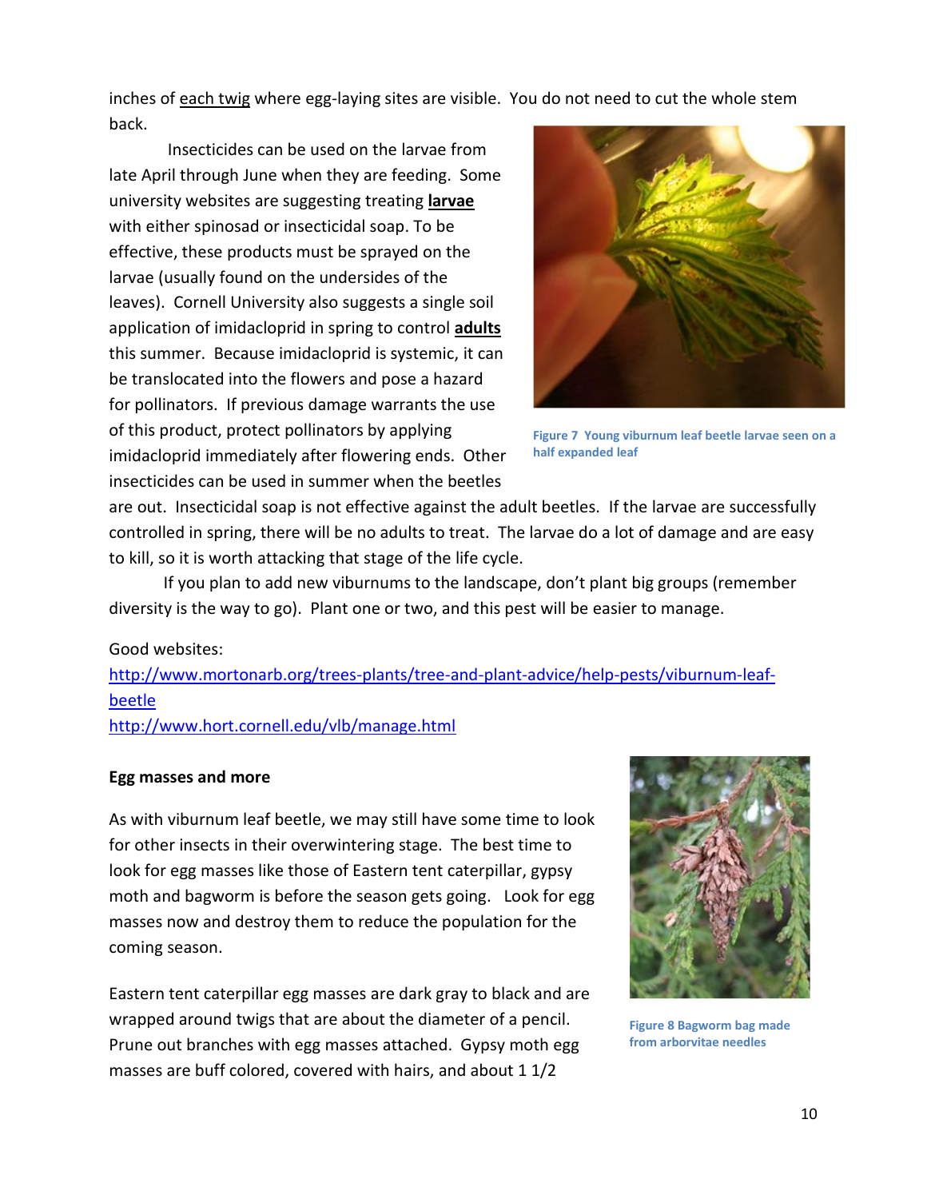inches of <u>each twig</u> where egg-laying sites are visible. You do not need to cut the whole stem back.

Insecticides can be used on the larvae from late April through June when they are feeding. Some university websites are suggesting treating **<u>larvae</u>** with either spinosad or insecticidal soap. To be effective, these products must be sprayed on the larvae (usually found on the undersides of the leaves). Cornell University also suggests a single soil application of imidacloprid in spring to control **<u>adults</u>** this summer. Because imidacloprid is systemic, it can be translocated into the flowers and pose a hazard for pollinators. If previous damage warrants the use of this product, protect pollinators by applying imidacloprid immediately after flowering ends. Other insecticides can be used in summer when the beetles are out. Insecticidal soap is not effective against the adult beetles. If the larvae are successfully controlled in spring, there will be no adults to treat. The larvae do a lot of damage and are easy to kill, so it is worth attacking that stage of the life cycle.

**Figure 7** Young viburnum leaf beetle larvae seen on a half expanded leaf

If you plan to add new viburnums to the landscape, don't plant big groups (remember diversity is the way to go). Plant one or two, and this pest will be easier to manage.

Good websites:
http://www.mortonarb.org/trees-plants/tree-and-plant-advice/help-pests/viburnum-leaf-beetle
http://www.hort.cornell.edu/vlb/manage.html

**Egg masses and more**

As with viburnum leaf beetle, we may still have some time to look for other insects in their overwintering stage. The best time to look for egg masses like those of Eastern tent caterpillar, gypsy moth and bagworm is before the season gets going. Look for egg masses now and destroy them to reduce the population for the coming season.

**Figure 8** Bagworm bag made from arborvitae needles

Eastern tent caterpillar egg masses are dark gray to black and are wrapped around twigs that are about the diameter of a pencil. Prune out branches with egg masses attached. Gypsy moth egg masses are buff colored, covered with hairs, and about 1 1/2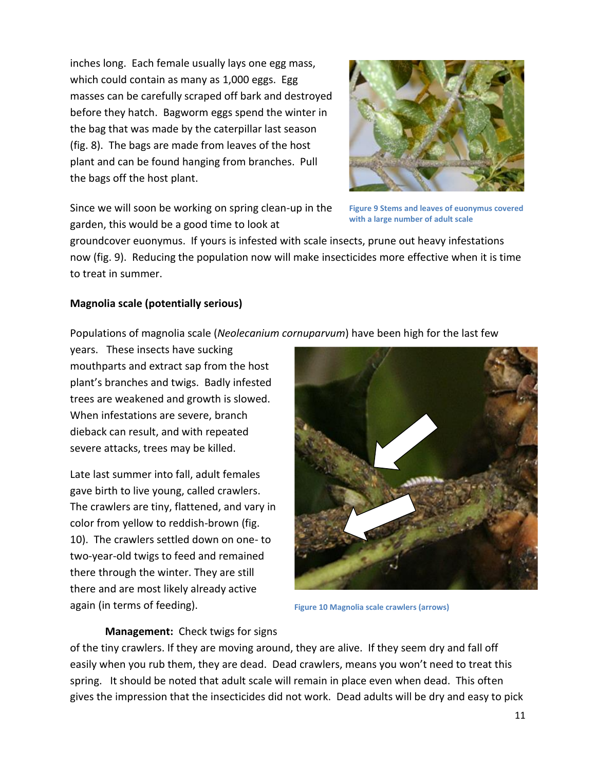inches long. Each female usually lays one egg mass, which could contain as many as 1,000 eggs. Egg masses can be carefully scraped off bark and destroyed before they hatch. Bagworm eggs spend the winter in the bag that was made by the caterpillar last season (fig. 8). The bags are made from leaves of the host plant and can be found hanging from branches. Pull the bags off the host plant.

Figure 9 Stems and leaves of euonymus covered with a large number of adult scale

Since we will soon be working on spring clean-up in the garden, this would be a good time to look at groundcover euonymus. If yours is infested with scale insects, prune out heavy infestations now (fig. 9). Reducing the population now will make insecticides more effective when it is time to treat in summer.

**Magnolia scale (potentially serious)**

Populations of magnolia scale (*Neolecanium cornuparvum*) have been high for the last few years. These insects have sucking mouthparts and extract sap from the host plant's branches and twigs. Badly infested trees are weakened and growth is slowed. When infestations are severe, branch dieback can result, and with repeated severe attacks, trees may be killed.

Late last summer into fall, adult females gave birth to live young, called crawlers. The crawlers are tiny, flattened, and vary in color from yellow to reddish-brown (fig. 10). The crawlers settled down on one- to two-year-old twigs to feed and remained there through the winter. They are still there and are most likely already active again (in terms of feeding).

Figure 10 Magnolia scale crawlers (arrows)

**Management:** Check twigs for signs of the tiny crawlers. If they are moving around, they are alive. If they seem dry and fall off easily when you rub them, they are dead. Dead crawlers, means you won't need to treat this spring. It should be noted that adult scale will remain in place even when dead. This often gives the impression that the insecticides did not work. Dead adults will be dry and easy to pick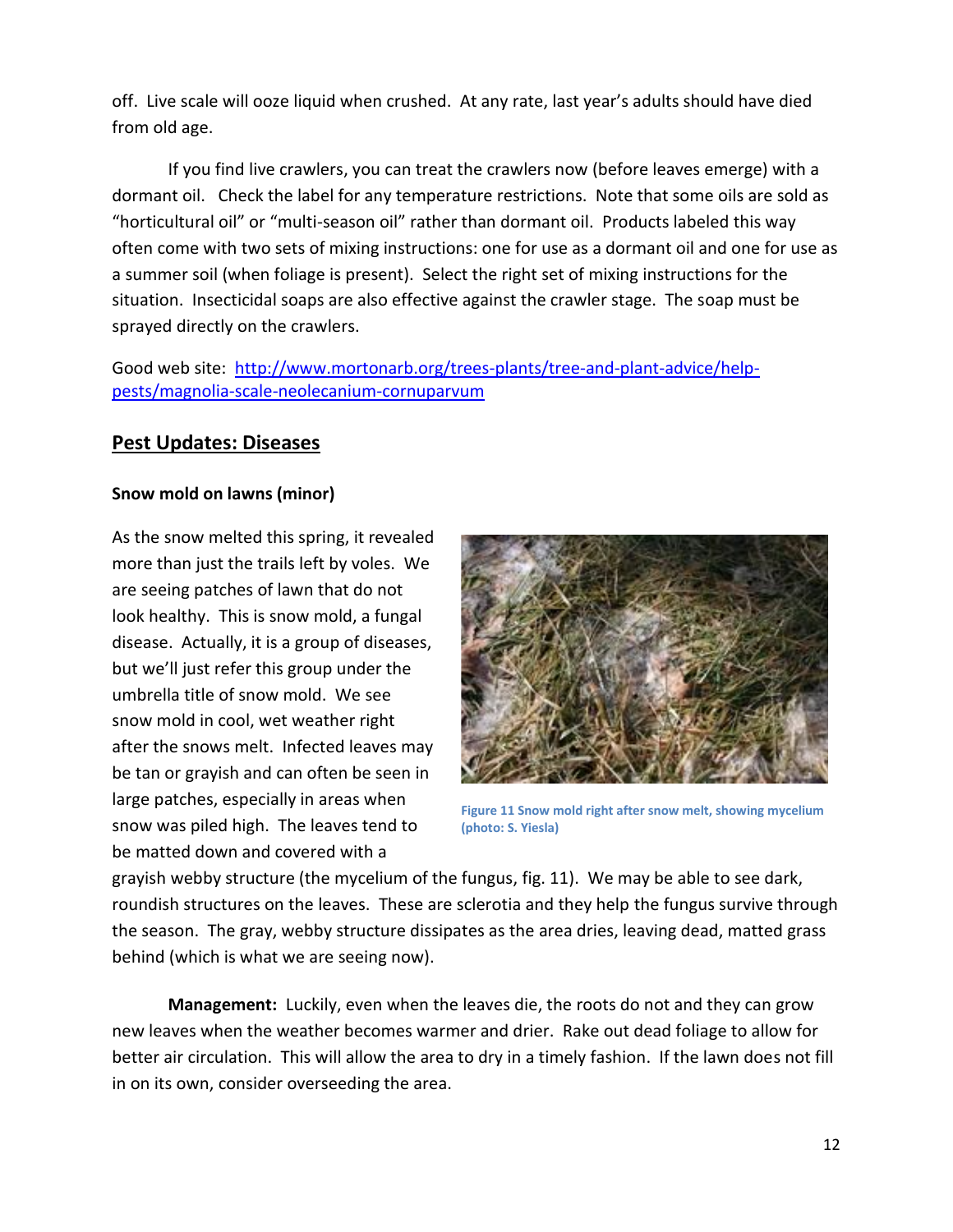off. Live scale will ooze liquid when crushed. At any rate, last year's adults should have died from old age.

If you find live crawlers, you can treat the crawlers now (before leaves emerge) with a dormant oil. Check the label for any temperature restrictions. Note that some oils are sold as "horticultural oil" or "multi-season oil" rather than dormant oil. Products labeled this way often come with two sets of mixing instructions: one for use as a dormant oil and one for use as a summer soil (when foliage is present). Select the right set of mixing instructions for the situation. Insecticidal soaps are also effective against the crawler stage. The soap must be sprayed directly on the crawlers.

Good web site: [http://www.mortonarb.org/trees-plants/tree-and-plant-advice/help-pests/magnolia-scale-neolecanium-cornuparvum](http://www.mortonarb.org/trees-plants/tree-and-plant-advice/help-pests/magnolia-scale-neolecanium-cornuparvum)

## Pest Updates: Diseases

### Snow mold on lawns (minor)

As the snow melted this spring, it revealed more than just the trails left by voles. We are seeing patches of lawn that do not look healthy. This is snow mold, a fungal disease. Actually, it is a group of diseases, but we'll just refer this group under the umbrella title of snow mold. We see snow mold in cool, wet weather right after the snows melt. Infected leaves may be tan or grayish and can often be seen in large patches, especially in areas when snow was piled high. The leaves tend to be matted down and covered with a grayish webby structure (the mycelium of the fungus, fig. 11). We may be able to see dark, roundish structures on the leaves. These are sclerotia and they help the fungus survive through the season. The gray, webby structure dissipates as the area dries, leaving dead, matted grass behind (which is what we are seeing now).

Figure 11 Snow mold right after snow melt, showing mycelium (photo: S. Yiesla)

**Management:** Luckily, even when the leaves die, the roots do not and they can grow new leaves when the weather becomes warmer and drier. Rake out dead foliage to allow for better air circulation. This will allow the area to dry in a timely fashion. If the lawn does not fill in on its own, consider overseeding the area.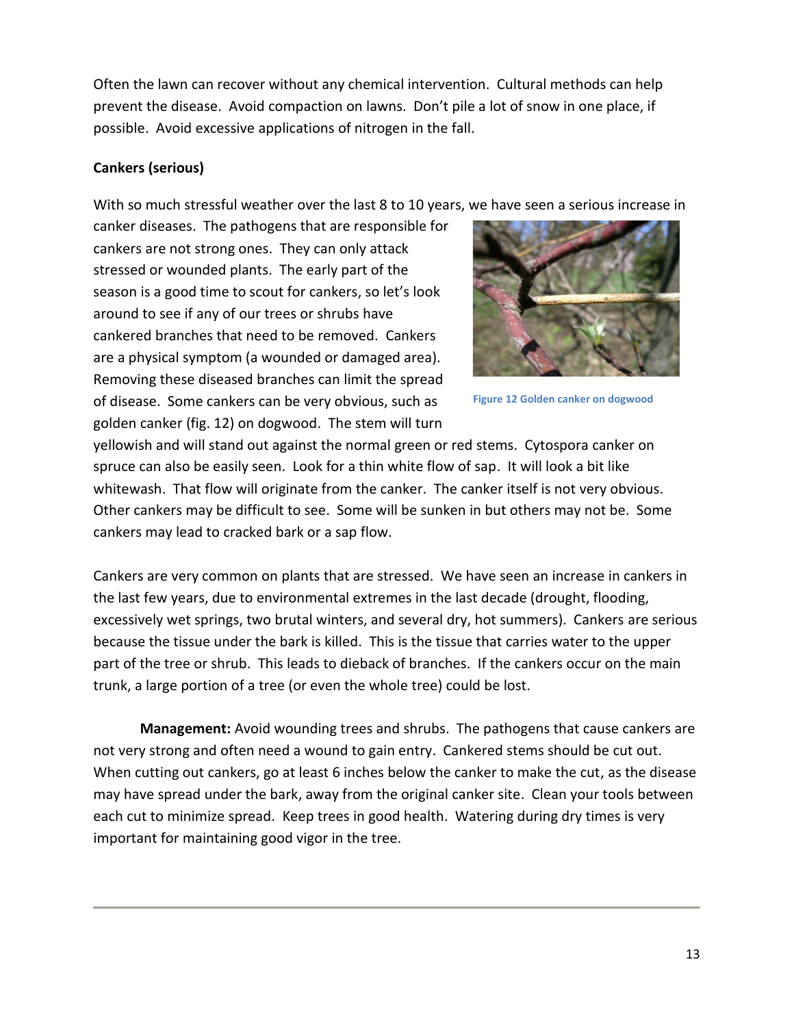Often the lawn can recover without any chemical intervention. Cultural methods can help prevent the disease. Avoid compaction on lawns. Don't pile a lot of snow in one place, if possible. Avoid excessive applications of nitrogen in the fall.

**Cankers (serious)**

With so much stressful weather over the last 8 to 10 years, we have seen a serious increase in canker diseases. The pathogens that are responsible for cankers are not strong ones. They can only attack stressed or wounded plants. The early part of the season is a good time to scout for cankers, so let's look around to see if any of our trees or shrubs have cankered branches that need to be removed. Cankers are a physical symptom (a wounded or damaged area). Removing these diseased branches can limit the spread of disease. Some cankers can be very obvious, such as golden canker (fig. 12) on dogwood. The stem will turn yellowish and will stand out against the normal green or red stems. Cytospora canker on spruce can also be easily seen. Look for a thin white flow of sap. It will look a bit like whitewash. That flow will originate from the canker. The canker itself is not very obvious. Other cankers may be difficult to see. Some will be sunken in but others may not be. Some cankers may lead to cracked bark or a sap flow.

Figure 12 Golden canker on dogwood

Cankers are very common on plants that are stressed. We have seen an increase in cankers in the last few years, due to environmental extremes in the last decade (drought, flooding, excessively wet springs, two brutal winters, and several dry, hot summers). Cankers are serious because the tissue under the bark is killed. This is the tissue that carries water to the upper part of the tree or shrub. This leads to dieback of branches. If the cankers occur on the main trunk, a large portion of a tree (or even the whole tree) could be lost.

**Management:** Avoid wounding trees and shrubs. The pathogens that cause cankers are not very strong and often need a wound to gain entry. Cankered stems should be cut out. When cutting out cankers, go at least 6 inches below the canker to make the cut, as the disease may have spread under the bark, away from the original canker site. Clean your tools between each cut to minimize spread. Keep trees in good health. Watering during dry times is very important for maintaining good vigor in the tree.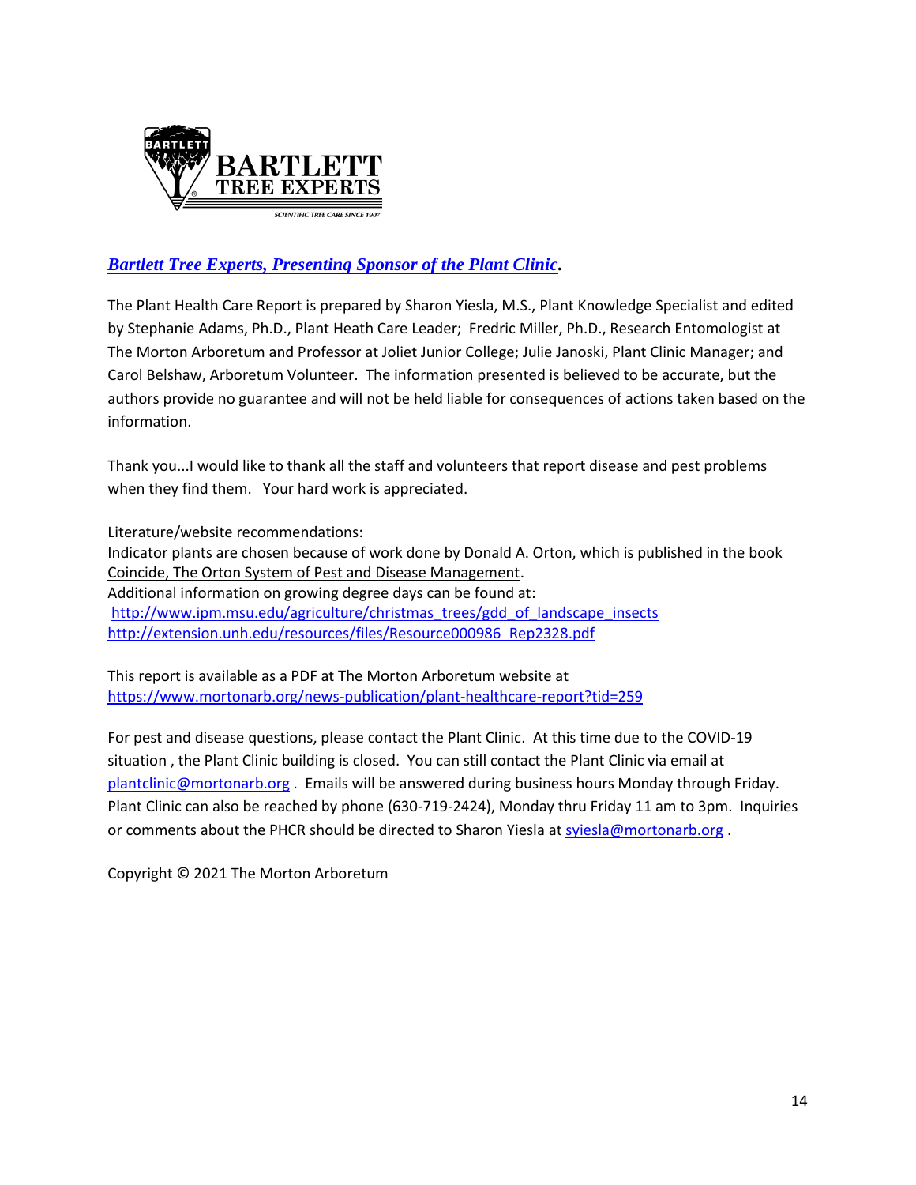***Bartlett Tree Experts, Presenting Sponsor of the Plant Clinic.***

The Plant Health Care Report is prepared by Sharon Yiesla, M.S., Plant Knowledge Specialist and edited by Stephanie Adams, Ph.D., Plant Heath Care Leader; Fredric Miller, Ph.D., Research Entomologist at The Morton Arboretum and Professor at Joliet Junior College; Julie Janoski, Plant Clinic Manager; and Carol Belshaw, Arboretum Volunteer. The information presented is believed to be accurate, but the authors provide no guarantee and will not be held liable for consequences of actions taken based on the information.

Thank you...I would like to thank all the staff and volunteers that report disease and pest problems when they find them. Your hard work is appreciated.

Literature/website recommendations:
Indicator plants are chosen because of work done by Donald A. Orton, which is published in the book Coincide, The Orton System of Pest and Disease Management.
Additional information on growing degree days can be found at:
http://www.ipm.msu.edu/agriculture/christmas_trees/gdd_of_landscape_insects
http://extension.unh.edu/resources/files/Resource000986_Rep2328.pdf

This report is available as a PDF at The Morton Arboretum website at
https://www.mortonarb.org/news-publication/plant-healthcare-report?tid=259

For pest and disease questions, please contact the Plant Clinic. At this time due to the COVID-19 situation , the Plant Clinic building is closed. You can still contact the Plant Clinic via email at plantclinic@mortonarb.org . Emails will be answered during business hours Monday through Friday. Plant Clinic can also be reached by phone (630-719-2424), Monday thru Friday 11 am to 3pm. Inquiries or comments about the PHCR should be directed to Sharon Yiesla at syiesla@mortonarb.org .

Copyright © 2021 The Morton Arboretum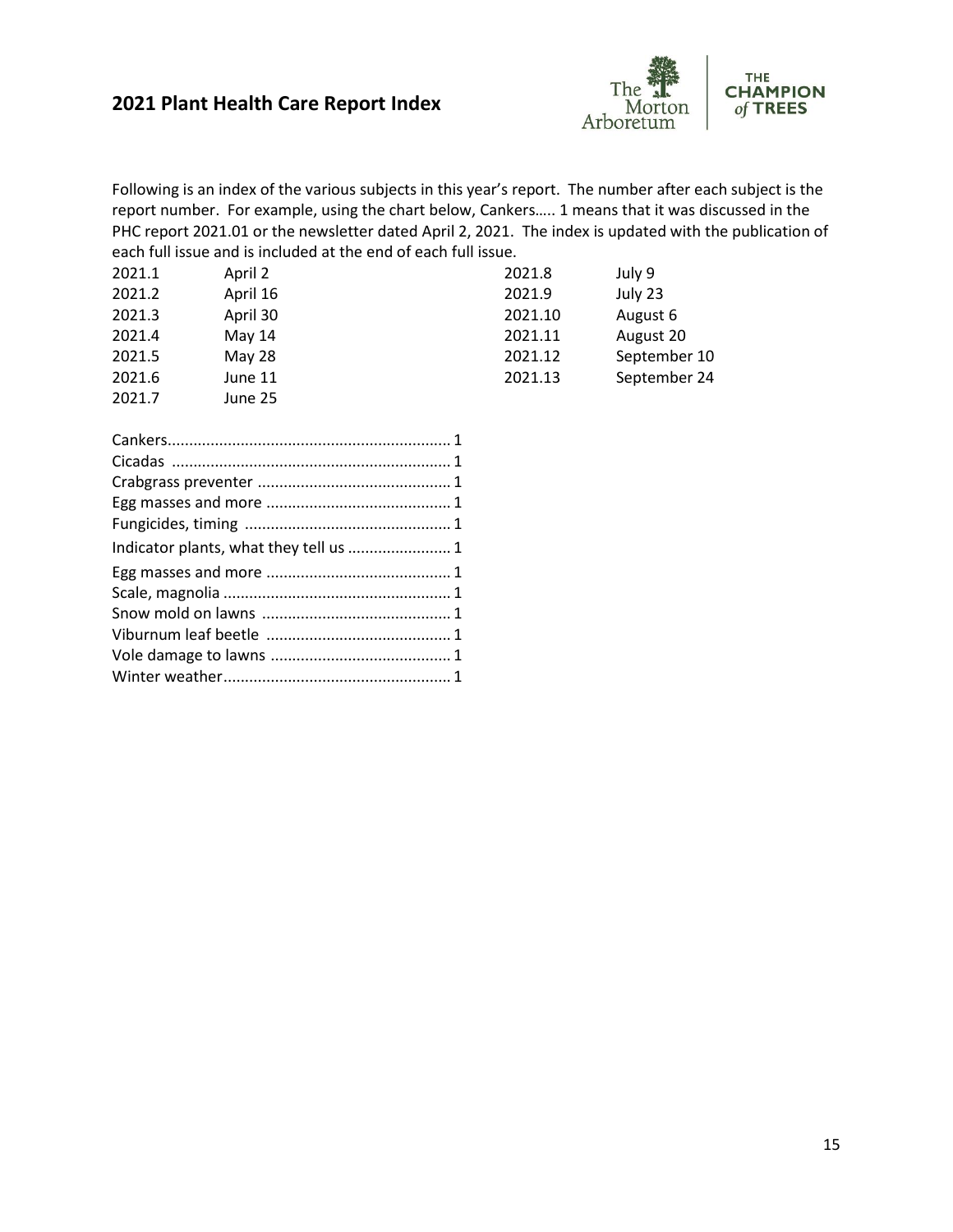## 2021 Plant Health Care Report Index

Following is an index of the various subjects in this year's report. The number after each subject is the report number. For example, using the chart below, Cankers….. 1 means that it was discussed in the PHC report 2021.01 or the newsletter dated April 2, 2021. The index is updated with the publication of each full issue and is included at the end of each full issue.

| | | | |
|---|---|---|---|
| 2021.1 | April 2 | 2021.8 | July 9 |
| 2021.2 | April 16 | 2021.9 | July 23 |
| 2021.3 | April 30 | 2021.10 | August 6 |
| 2021.4 | May 14 | 2021.11 | August 20 |
| 2021.5 | May 28 | 2021.12 | September 10 |
| 2021.6 | June 11 | 2021.13 | September 24 |
| 2021.7 | June 25 | | |

Cankers.................................................................. 1
Cicadas ................................................................. 1
Crabgrass preventer ............................................. 1
Egg masses and more ........................................... 1
Fungicides, timing ................................................ 1
Indicator plants, what they tell us ........................ 1
Egg masses and more ........................................... 1
Scale, magnolia ..................................................... 1
Snow mold on lawns ............................................ 1
Viburnum leaf beetle ........................................... 1
Vole damage to lawns .......................................... 1
Winter weather..................................................... 1